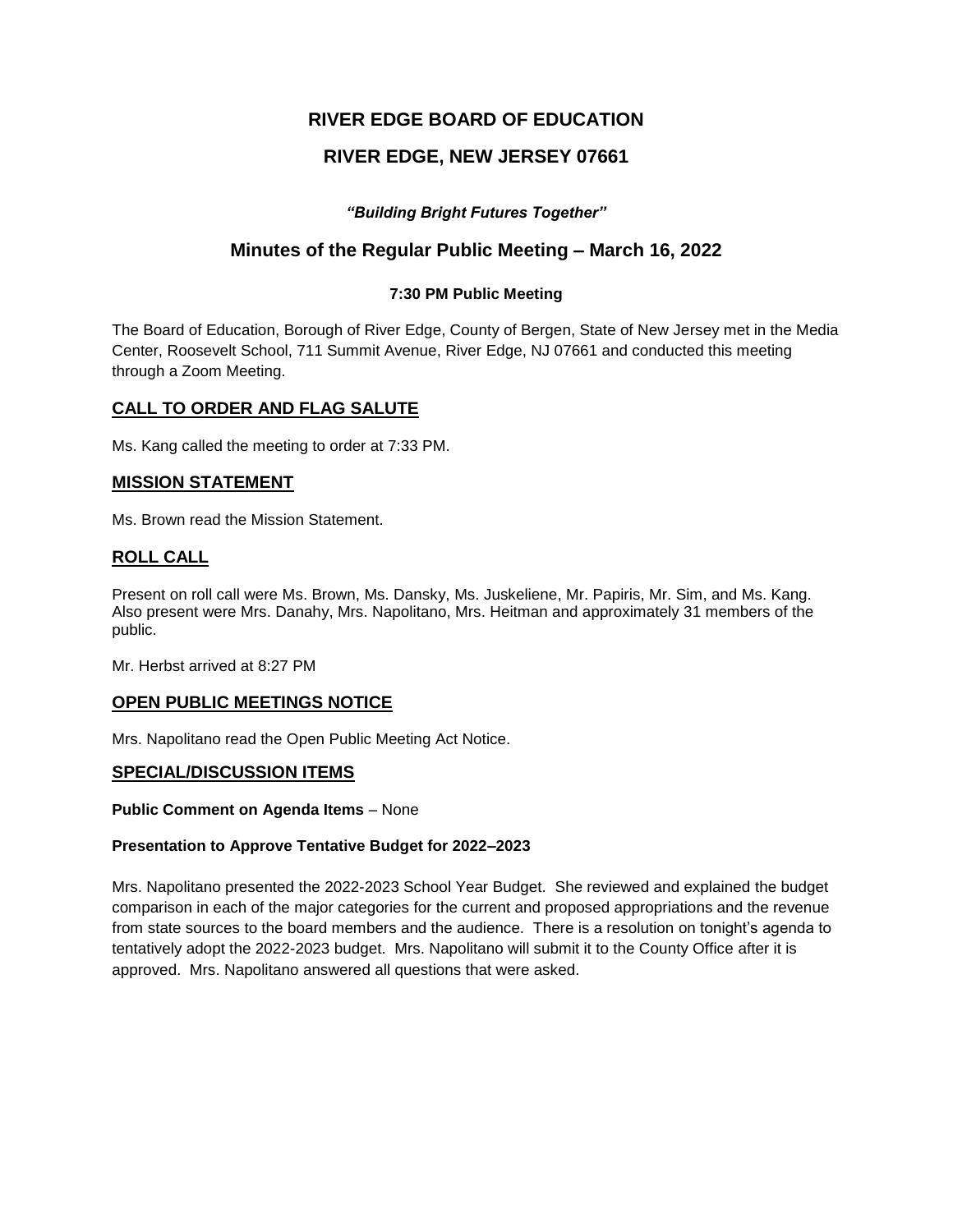# RIVER EDGE BOARD OF EDUCATION

# RIVER EDGE, NEW JERSEY 07661

***"Building Bright Futures Together"***

## Minutes of the Regular Public Meeting – March 16, 2022

**7:30 PM Public Meeting**

The Board of Education, Borough of River Edge, County of Bergen, State of New Jersey met in the Media Center, Roosevelt School, 711 Summit Avenue, River Edge, NJ 07661 and conducted this meeting through a Zoom Meeting.

## CALL TO ORDER AND FLAG SALUTE

Ms. Kang called the meeting to order at 7:33 PM.

## MISSION STATEMENT

Ms. Brown read the Mission Statement.

## ROLL CALL

Present on roll call were Ms. Brown, Ms. Dansky, Ms. Juskeliene, Mr. Papiris, Mr. Sim, and Ms. Kang. Also present were Mrs. Danahy, Mrs. Napolitano, Mrs. Heitman and approximately 31 members of the public.

Mr. Herbst arrived at 8:27 PM

## OPEN PUBLIC MEETINGS NOTICE

Mrs. Napolitano read the Open Public Meeting Act Notice.

## SPECIAL/DISCUSSION ITEMS

**Public Comment on Agenda Items** – None

**Presentation to Approve Tentative Budget for 2022–2023**

Mrs. Napolitano presented the 2022-2023 School Year Budget. She reviewed and explained the budget comparison in each of the major categories for the current and proposed appropriations and the revenue from state sources to the board members and the audience. There is a resolution on tonight's agenda to tentatively adopt the 2022-2023 budget. Mrs. Napolitano will submit it to the County Office after it is approved. Mrs. Napolitano answered all questions that were asked.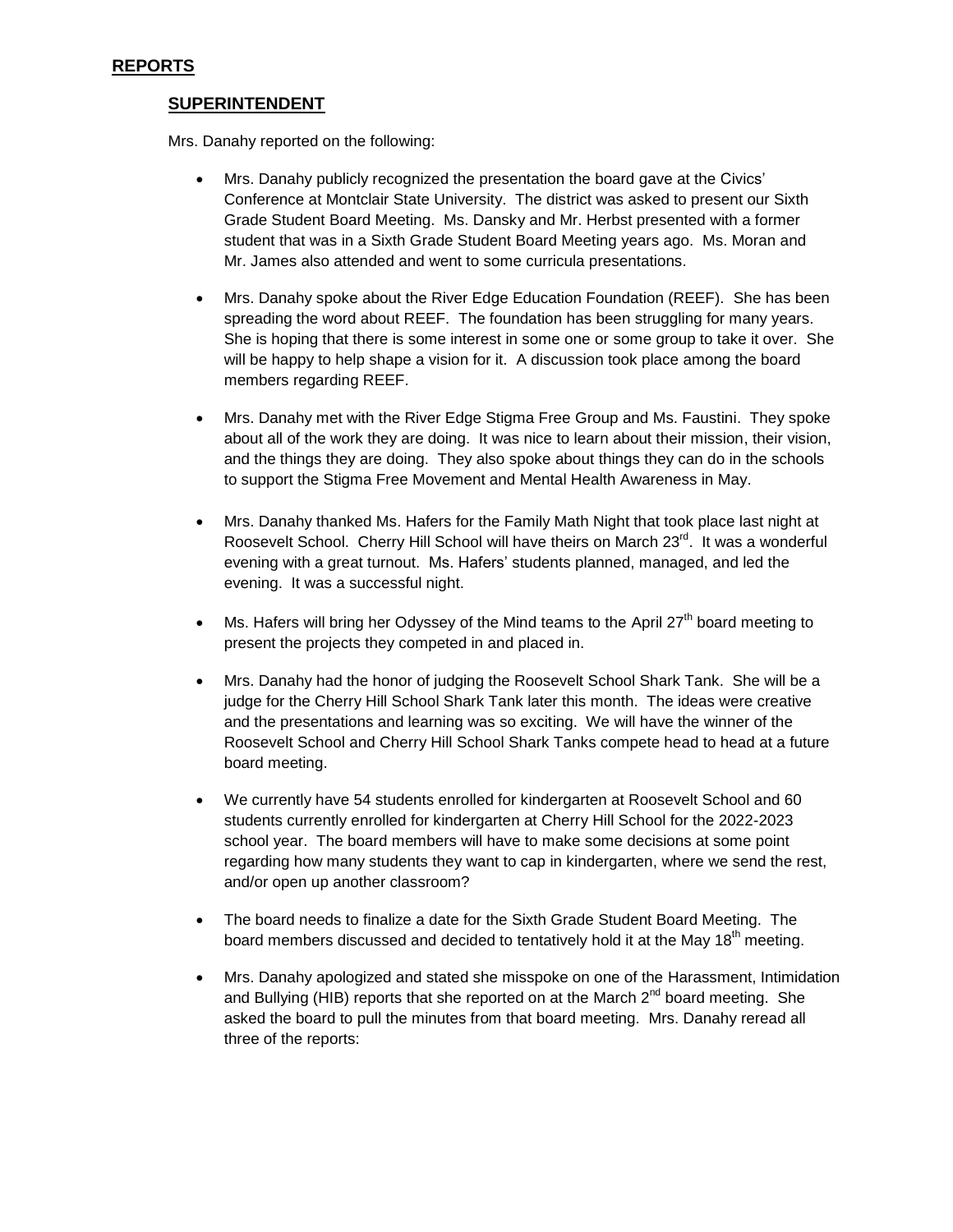## REPORTS

### SUPERINTENDENT

Mrs. Danahy reported on the following:

- Mrs. Danahy publicly recognized the presentation the board gave at the Civics' Conference at Montclair State University. The district was asked to present our Sixth Grade Student Board Meeting. Ms. Dansky and Mr. Herbst presented with a former student that was in a Sixth Grade Student Board Meeting years ago. Ms. Moran and Mr. James also attended and went to some curricula presentations.

- Mrs. Danahy spoke about the River Edge Education Foundation (REEF). She has been spreading the word about REEF. The foundation has been struggling for many years. She is hoping that there is some interest in some one or some group to take it over. She will be happy to help shape a vision for it. A discussion took place among the board members regarding REEF.

- Mrs. Danahy met with the River Edge Stigma Free Group and Ms. Faustini. They spoke about all of the work they are doing. It was nice to learn about their mission, their vision, and the things they are doing. They also spoke about things they can do in the schools to support the Stigma Free Movement and Mental Health Awareness in May.

- Mrs. Danahy thanked Ms. Hafers for the Family Math Night that took place last night at Roosevelt School. Cherry Hill School will have theirs on March 23rd. It was a wonderful evening with a great turnout. Ms. Hafers' students planned, managed, and led the evening. It was a successful night.

- Ms. Hafers will bring her Odyssey of the Mind teams to the April 27th board meeting to present the projects they competed in and placed in.

- Mrs. Danahy had the honor of judging the Roosevelt School Shark Tank. She will be a judge for the Cherry Hill School Shark Tank later this month. The ideas were creative and the presentations and learning was so exciting. We will have the winner of the Roosevelt School and Cherry Hill School Shark Tanks compete head to head at a future board meeting.

- We currently have 54 students enrolled for kindergarten at Roosevelt School and 60 students currently enrolled for kindergarten at Cherry Hill School for the 2022-2023 school year. The board members will have to make some decisions at some point regarding how many students they want to cap in kindergarten, where we send the rest, and/or open up another classroom?

- The board needs to finalize a date for the Sixth Grade Student Board Meeting. The board members discussed and decided to tentatively hold it at the May 18th meeting.

- Mrs. Danahy apologized and stated she misspoke on one of the Harassment, Intimidation and Bullying (HIB) reports that she reported on at the March 2nd board meeting. She asked the board to pull the minutes from that board meeting. Mrs. Danahy reread all three of the reports: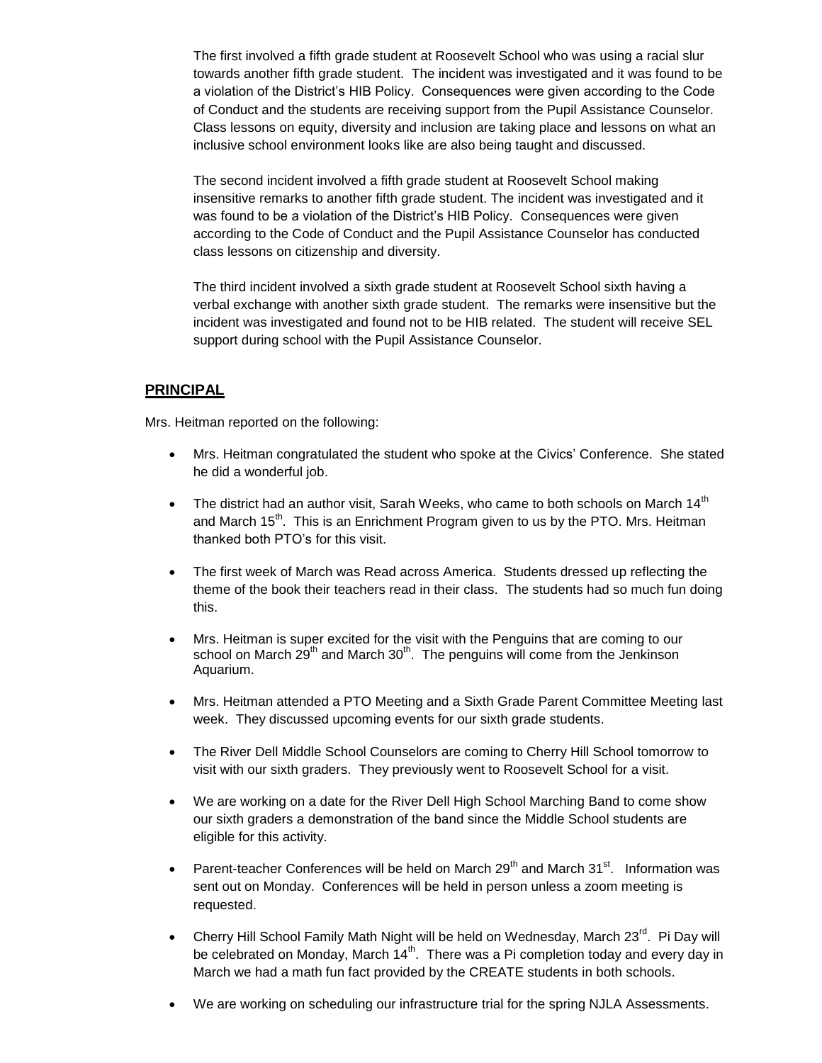The first involved a fifth grade student at Roosevelt School who was using a racial slur towards another fifth grade student. The incident was investigated and it was found to be a violation of the District's HIB Policy. Consequences were given according to the Code of Conduct and the students are receiving support from the Pupil Assistance Counselor. Class lessons on equity, diversity and inclusion are taking place and lessons on what an inclusive school environment looks like are also being taught and discussed.

The second incident involved a fifth grade student at Roosevelt School making insensitive remarks to another fifth grade student. The incident was investigated and it was found to be a violation of the District's HIB Policy. Consequences were given according to the Code of Conduct and the Pupil Assistance Counselor has conducted class lessons on citizenship and diversity.

The third incident involved a sixth grade student at Roosevelt School sixth having a verbal exchange with another sixth grade student. The remarks were insensitive but the incident was investigated and found not to be HIB related. The student will receive SEL support during school with the Pupil Assistance Counselor.

## PRINCIPAL

Mrs. Heitman reported on the following:

- Mrs. Heitman congratulated the student who spoke at the Civics' Conference. She stated he did a wonderful job.
- The district had an author visit, Sarah Weeks, who came to both schools on March 14th and March 15th. This is an Enrichment Program given to us by the PTO. Mrs. Heitman thanked both PTO's for this visit.
- The first week of March was Read across America. Students dressed up reflecting the theme of the book their teachers read in their class. The students had so much fun doing this.
- Mrs. Heitman is super excited for the visit with the Penguins that are coming to our school on March 29th and March 30th. The penguins will come from the Jenkinson Aquarium.
- Mrs. Heitman attended a PTO Meeting and a Sixth Grade Parent Committee Meeting last week. They discussed upcoming events for our sixth grade students.
- The River Dell Middle School Counselors are coming to Cherry Hill School tomorrow to visit with our sixth graders. They previously went to Roosevelt School for a visit.
- We are working on a date for the River Dell High School Marching Band to come show our sixth graders a demonstration of the band since the Middle School students are eligible for this activity.
- Parent-teacher Conferences will be held on March 29th and March 31st. Information was sent out on Monday. Conferences will be held in person unless a zoom meeting is requested.
- Cherry Hill School Family Math Night will be held on Wednesday, March 23rd. Pi Day will be celebrated on Monday, March 14th. There was a Pi completion today and every day in March we had a math fun fact provided by the CREATE students in both schools.
- We are working on scheduling our infrastructure trial for the spring NJLA Assessments.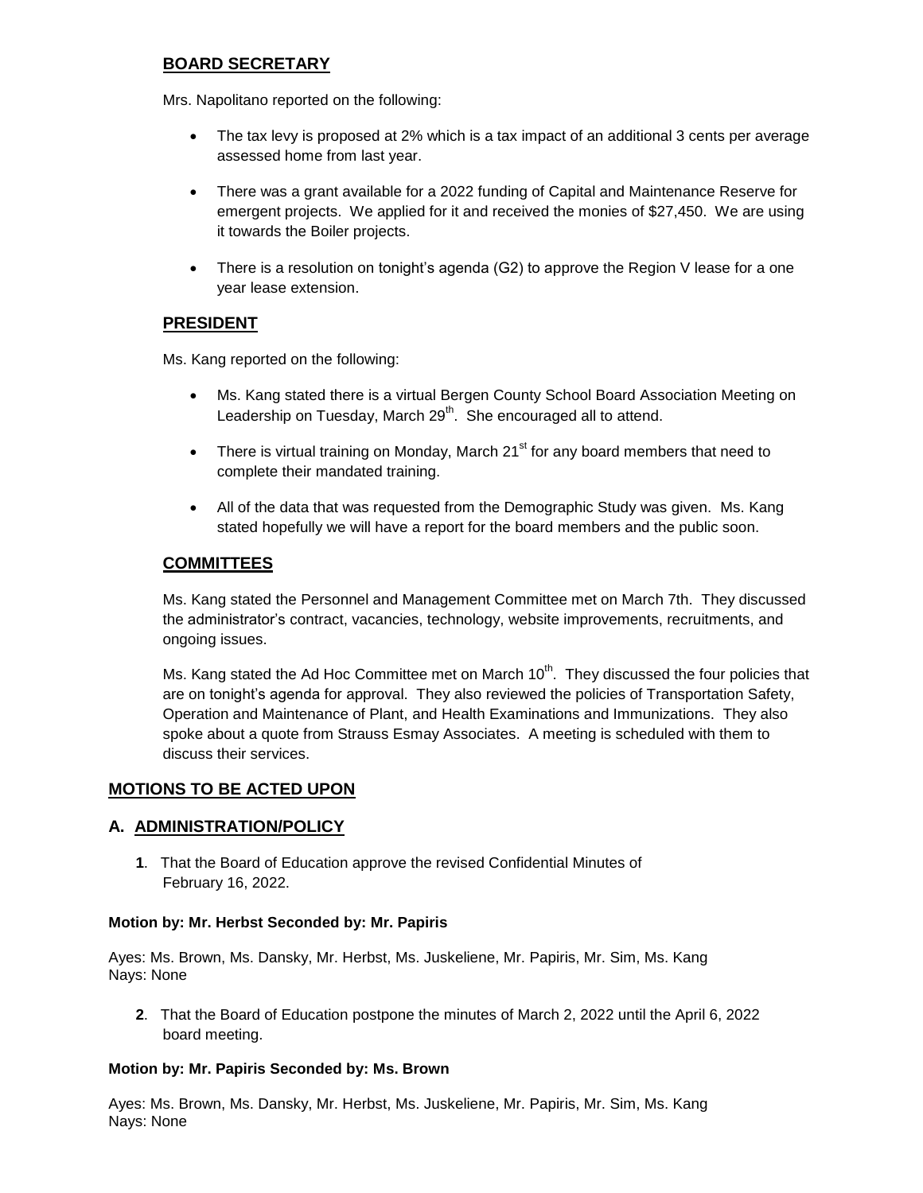## BOARD SECRETARY

Mrs. Napolitano reported on the following:

- The tax levy is proposed at 2% which is a tax impact of an additional 3 cents per average assessed home from last year.
- There was a grant available for a 2022 funding of Capital and Maintenance Reserve for emergent projects. We applied for it and received the monies of $27,450. We are using it towards the Boiler projects.
- There is a resolution on tonight's agenda (G2) to approve the Region V lease for a one year lease extension.

## PRESIDENT

Ms. Kang reported on the following:

- Ms. Kang stated there is a virtual Bergen County School Board Association Meeting on Leadership on Tuesday, March 29th. She encouraged all to attend.
- There is virtual training on Monday, March 21st for any board members that need to complete their mandated training.
- All of the data that was requested from the Demographic Study was given. Ms. Kang stated hopefully we will have a report for the board members and the public soon.

## COMMITTEES

Ms. Kang stated the Personnel and Management Committee met on March 7th. They discussed the administrator's contract, vacancies, technology, website improvements, recruitments, and ongoing issues.

Ms. Kang stated the Ad Hoc Committee met on March 10th. They discussed the four policies that are on tonight's agenda for approval. They also reviewed the policies of Transportation Safety, Operation and Maintenance of Plant, and Health Examinations and Immunizations. They also spoke about a quote from Strauss Esmay Associates. A meeting is scheduled with them to discuss their services.

## MOTIONS TO BE ACTED UPON

## A. ADMINISTRATION/POLICY

**1**. That the Board of Education approve the revised Confidential Minutes of February 16, 2022.

**Motion by: Mr. Herbst Seconded by: Mr. Papiris**

Ayes: Ms. Brown, Ms. Dansky, Mr. Herbst, Ms. Juskeliene, Mr. Papiris, Mr. Sim, Ms. Kang
Nays: None

**2**. That the Board of Education postpone the minutes of March 2, 2022 until the April 6, 2022 board meeting.

**Motion by: Mr. Papiris Seconded by: Ms. Brown**

Ayes: Ms. Brown, Ms. Dansky, Mr. Herbst, Ms. Juskeliene, Mr. Papiris, Mr. Sim, Ms. Kang
Nays: None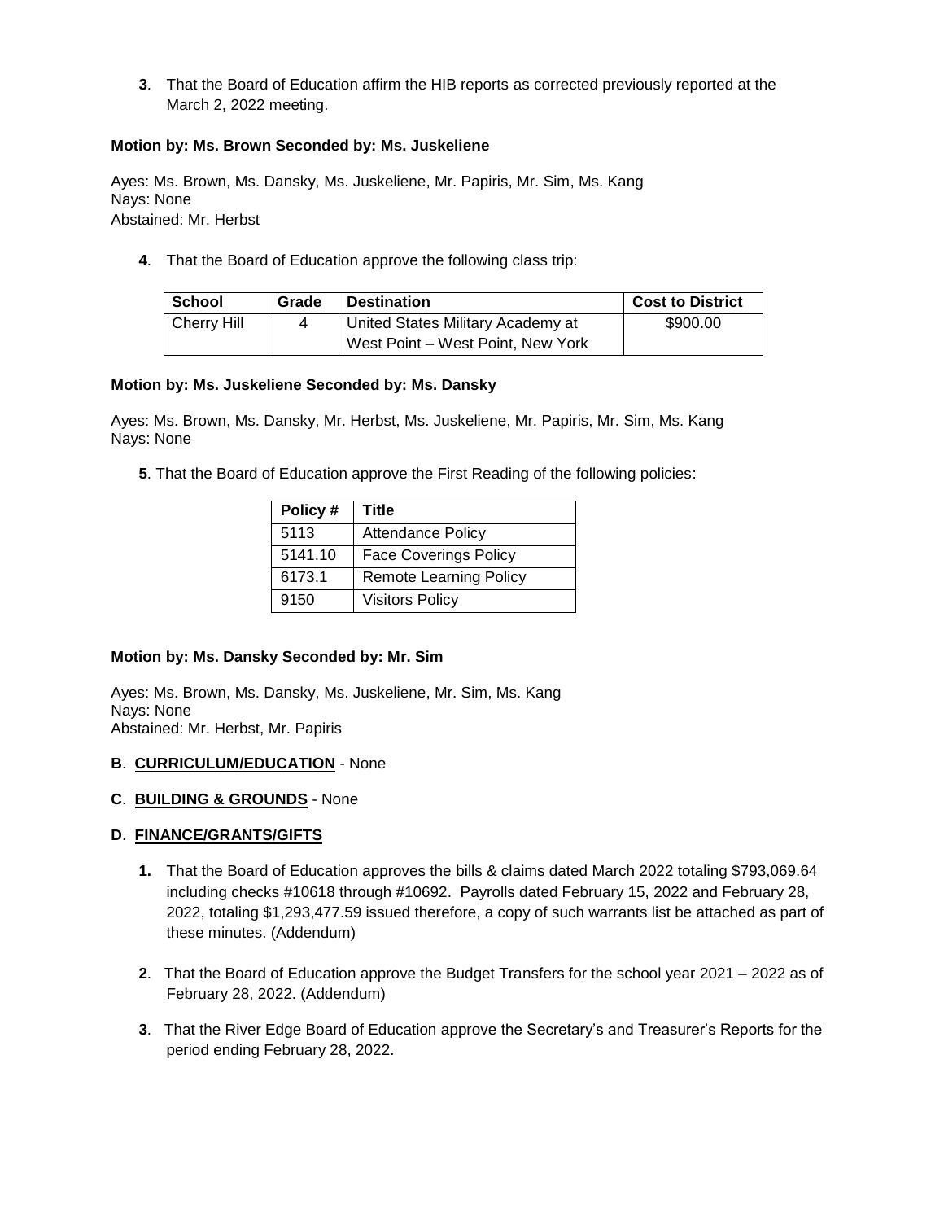**3**. That the Board of Education affirm the HIB reports as corrected previously reported at the March 2, 2022 meeting.

**Motion by: Ms. Brown Seconded by: Ms. Juskeliene**

Ayes: Ms. Brown, Ms. Dansky, Ms. Juskeliene, Mr. Papiris, Mr. Sim, Ms. Kang
Nays: None
Abstained: Mr. Herbst

**4**. That the Board of Education approve the following class trip:

| School | Grade | Destination | Cost to District |
|---|---|---|---|
| Cherry Hill | 4 | United States Military Academy at West Point – West Point, New York | $900.00 |

**Motion by: Ms. Juskeliene Seconded by: Ms. Dansky**

Ayes: Ms. Brown, Ms. Dansky, Mr. Herbst, Ms. Juskeliene, Mr. Papiris, Mr. Sim, Ms. Kang
Nays: None

**5**. That the Board of Education approve the First Reading of the following policies:

| Policy # | Title |
|---|---|
| 5113 | Attendance Policy |
| 5141.10 | Face Coverings Policy |
| 6173.1 | Remote Learning Policy |
| 9150 | Visitors Policy |

**Motion by: Ms. Dansky Seconded by: Mr. Sim**

Ayes: Ms. Brown, Ms. Dansky, Ms. Juskeliene, Mr. Sim, Ms. Kang
Nays: None
Abstained: Mr. Herbst, Mr. Papiris

**B**. **CURRICULUM/EDUCATION** - None

**C**. **BUILDING & GROUNDS** - None

**D**. **FINANCE/GRANTS/GIFTS**

**1.** That the Board of Education approves the bills & claims dated March 2022 totaling $793,069.64 including checks #10618 through #10692. Payrolls dated February 15, 2022 and February 28, 2022, totaling $1,293,477.59 issued therefore, a copy of such warrants list be attached as part of these minutes. (Addendum)

**2**. That the Board of Education approve the Budget Transfers for the school year 2021 – 2022 as of February 28, 2022. (Addendum)

**3**. That the River Edge Board of Education approve the Secretary's and Treasurer's Reports for the period ending February 28, 2022.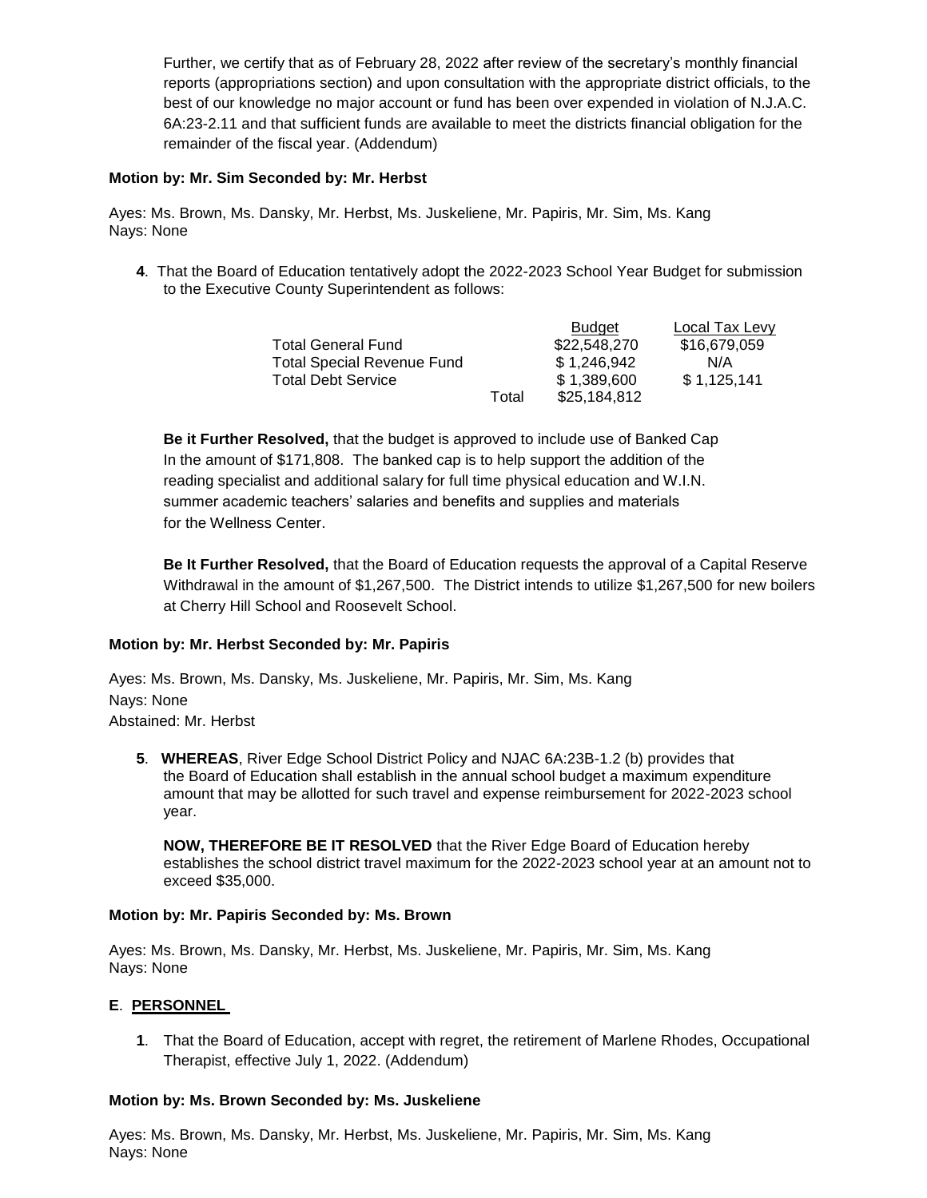Further, we certify that as of February 28, 2022 after review of the secretary's monthly financial reports (appropriations section) and upon consultation with the appropriate district officials, to the best of our knowledge no major account or fund has been over expended in violation of N.J.A.C. 6A:23-2.11 and that sufficient funds are available to meet the districts financial obligation for the remainder of the fiscal year. (Addendum)

**Motion by: Mr. Sim Seconded by: Mr. Herbst**

Ayes: Ms. Brown, Ms. Dansky, Mr. Herbst, Ms. Juskeliene, Mr. Papiris, Mr. Sim, Ms. Kang
Nays: None

**4**. That the Board of Education tentatively adopt the 2022-2023 School Year Budget for submission to the Executive County Superintendent as follows:

| | | Budget | Local Tax Levy |
|---|---|---|---|
| Total General Fund | | $22,548,270 | $16,679,059 |
| Total Special Revenue Fund | | $ 1,246,942 | N/A |
| Total Debt Service | | $ 1,389,600 | $ 1,125,141 |
| | Total | $25,184,812 | |

**Be it Further Resolved,** that the budget is approved to include use of Banked Cap In the amount of $171,808. The banked cap is to help support the addition of the reading specialist and additional salary for full time physical education and W.I.N. summer academic teachers' salaries and benefits and supplies and materials for the Wellness Center.

**Be It Further Resolved,** that the Board of Education requests the approval of a Capital Reserve Withdrawal in the amount of $1,267,500. The District intends to utilize $1,267,500 for new boilers at Cherry Hill School and Roosevelt School.

**Motion by: Mr. Herbst Seconded by: Mr. Papiris**

Ayes: Ms. Brown, Ms. Dansky, Ms. Juskeliene, Mr. Papiris, Mr. Sim, Ms. Kang
Nays: None
Abstained: Mr. Herbst

**5**. **WHEREAS**, River Edge School District Policy and NJAC 6A:23B-1.2 (b) provides that the Board of Education shall establish in the annual school budget a maximum expenditure amount that may be allotted for such travel and expense reimbursement for 2022-2023 school year.

**NOW, THEREFORE BE IT RESOLVED** that the River Edge Board of Education hereby establishes the school district travel maximum for the 2022-2023 school year at an amount not to exceed $35,000.

**Motion by: Mr. Papiris Seconded by: Ms. Brown**

Ayes: Ms. Brown, Ms. Dansky, Mr. Herbst, Ms. Juskeliene, Mr. Papiris, Mr. Sim, Ms. Kang
Nays: None

## E. PERSONNEL

**1**. That the Board of Education, accept with regret, the retirement of Marlene Rhodes, Occupational Therapist, effective July 1, 2022. (Addendum)

**Motion by: Ms. Brown Seconded by: Ms. Juskeliene**

Ayes: Ms. Brown, Ms. Dansky, Mr. Herbst, Ms. Juskeliene, Mr. Papiris, Mr. Sim, Ms. Kang
Nays: None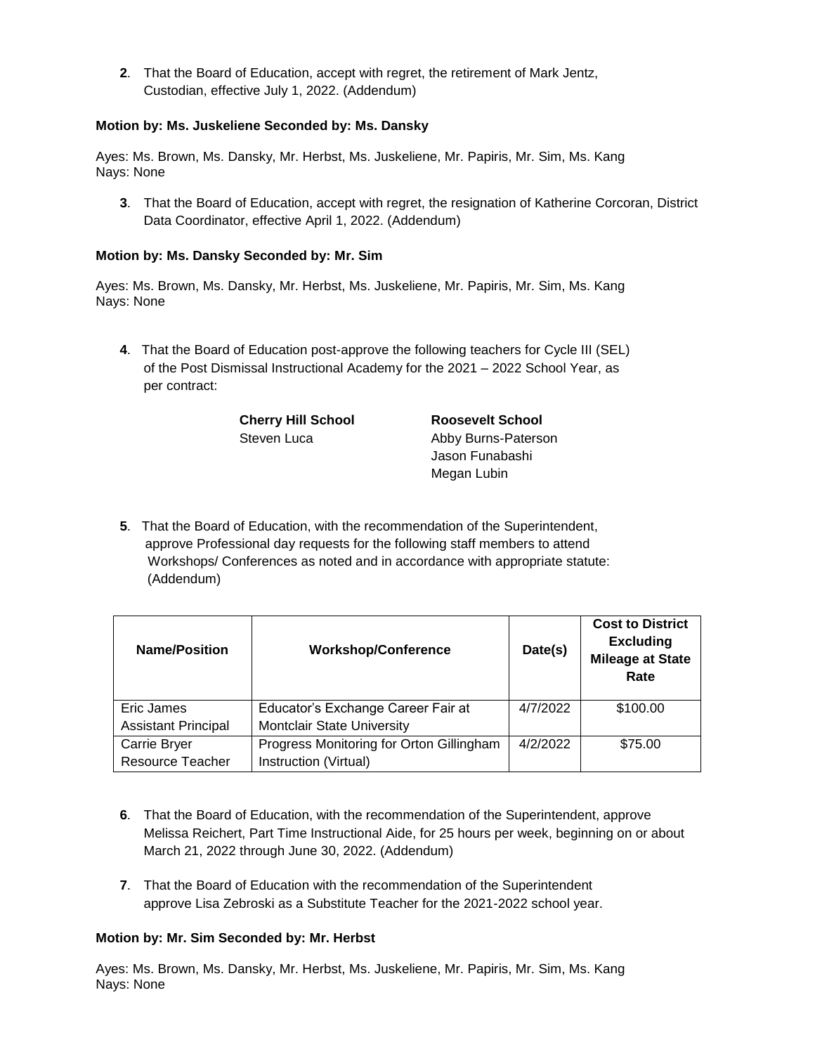**2**. That the Board of Education, accept with regret, the retirement of Mark Jentz, Custodian, effective July 1, 2022. (Addendum)

**Motion by: Ms. Juskeliene Seconded by: Ms. Dansky**

Ayes: Ms. Brown, Ms. Dansky, Mr. Herbst, Ms. Juskeliene, Mr. Papiris, Mr. Sim, Ms. Kang
Nays: None

**3**. That the Board of Education, accept with regret, the resignation of Katherine Corcoran, District Data Coordinator, effective April 1, 2022. (Addendum)

**Motion by: Ms. Dansky Seconded by: Mr. Sim**

Ayes: Ms. Brown, Ms. Dansky, Mr. Herbst, Ms. Juskeliene, Mr. Papiris, Mr. Sim, Ms. Kang
Nays: None

**4**. That the Board of Education post-approve the following teachers for Cycle III (SEL) of the Post Dismissal Instructional Academy for the 2021 – 2022 School Year, as per contract:

| **Cherry Hill School** | **Roosevelt School** |
|---|---|
| Steven Luca | Abby Burns-Paterson |
| | Jason Funabashi |
| | Megan Lubin |

**5**. That the Board of Education, with the recommendation of the Superintendent, approve Professional day requests for the following staff members to attend Workshops/ Conferences as noted and in accordance with appropriate statute: (Addendum)

| Name/Position | Workshop/Conference | Date(s) | Cost to District Excluding Mileage at State Rate |
|---|---|---|---|
| Eric James<br>Assistant Principal | Educator's Exchange Career Fair at Montclair State University | 4/7/2022 | $100.00 |
| Carrie Bryer<br>Resource Teacher | Progress Monitoring for Orton Gillingham Instruction (Virtual) | 4/2/2022 | $75.00 |

**6**. That the Board of Education, with the recommendation of the Superintendent, approve Melissa Reichert, Part Time Instructional Aide, for 25 hours per week, beginning on or about March 21, 2022 through June 30, 2022. (Addendum)

**7**. That the Board of Education with the recommendation of the Superintendent approve Lisa Zebroski as a Substitute Teacher for the 2021-2022 school year.

**Motion by: Mr. Sim Seconded by: Mr. Herbst**

Ayes: Ms. Brown, Ms. Dansky, Mr. Herbst, Ms. Juskeliene, Mr. Papiris, Mr. Sim, Ms. Kang
Nays: None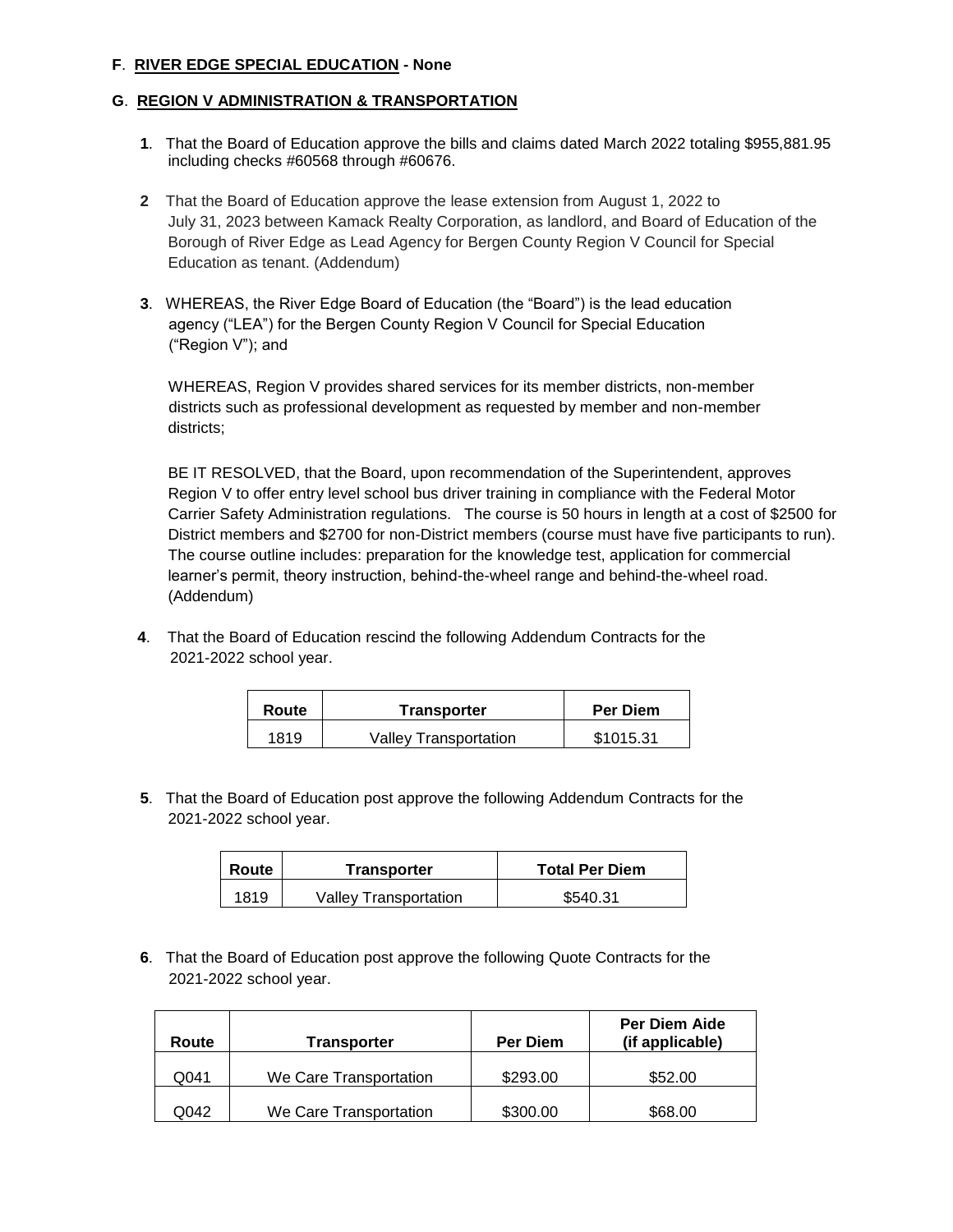**F**. **RIVER EDGE SPECIAL EDUCATION - None**

**G**. **REGION V ADMINISTRATION & TRANSPORTATION**

**1**. That the Board of Education approve the bills and claims dated March 2022 totaling $955,881.95 including checks #60568 through #60676.

**2** That the Board of Education approve the lease extension from August 1, 2022 to July 31, 2023 between Kamack Realty Corporation, as landlord, and Board of Education of the Borough of River Edge as Lead Agency for Bergen County Region V Council for Special Education as tenant. (Addendum)

**3**. WHEREAS, the River Edge Board of Education (the "Board") is the lead education agency ("LEA") for the Bergen County Region V Council for Special Education ("Region V"); and

WHEREAS, Region V provides shared services for its member districts, non-member districts such as professional development as requested by member and non-member districts;

BE IT RESOLVED, that the Board, upon recommendation of the Superintendent, approves Region V to offer entry level school bus driver training in compliance with the Federal Motor Carrier Safety Administration regulations. The course is 50 hours in length at a cost of $2500 for District members and $2700 for non-District members (course must have five participants to run). The course outline includes: preparation for the knowledge test, application for commercial learner's permit, theory instruction, behind-the-wheel range and behind-the-wheel road. (Addendum)

**4**. That the Board of Education rescind the following Addendum Contracts for the 2021-2022 school year.

| Route | Transporter | Per Diem |
|---|---|---|
| 1819 | Valley Transportation | $1015.31 |

**5**. That the Board of Education post approve the following Addendum Contracts for the 2021-2022 school year.

| Route | Transporter | Total Per Diem |
|---|---|---|
| 1819 | Valley Transportation | $540.31 |

**6**. That the Board of Education post approve the following Quote Contracts for the 2021-2022 school year.

| Route | Transporter | Per Diem | Per Diem Aide (if applicable) |
|---|---|---|---|
| Q041 | We Care Transportation | $293.00 | $52.00 |
| Q042 | We Care Transportation | $300.00 | $68.00 |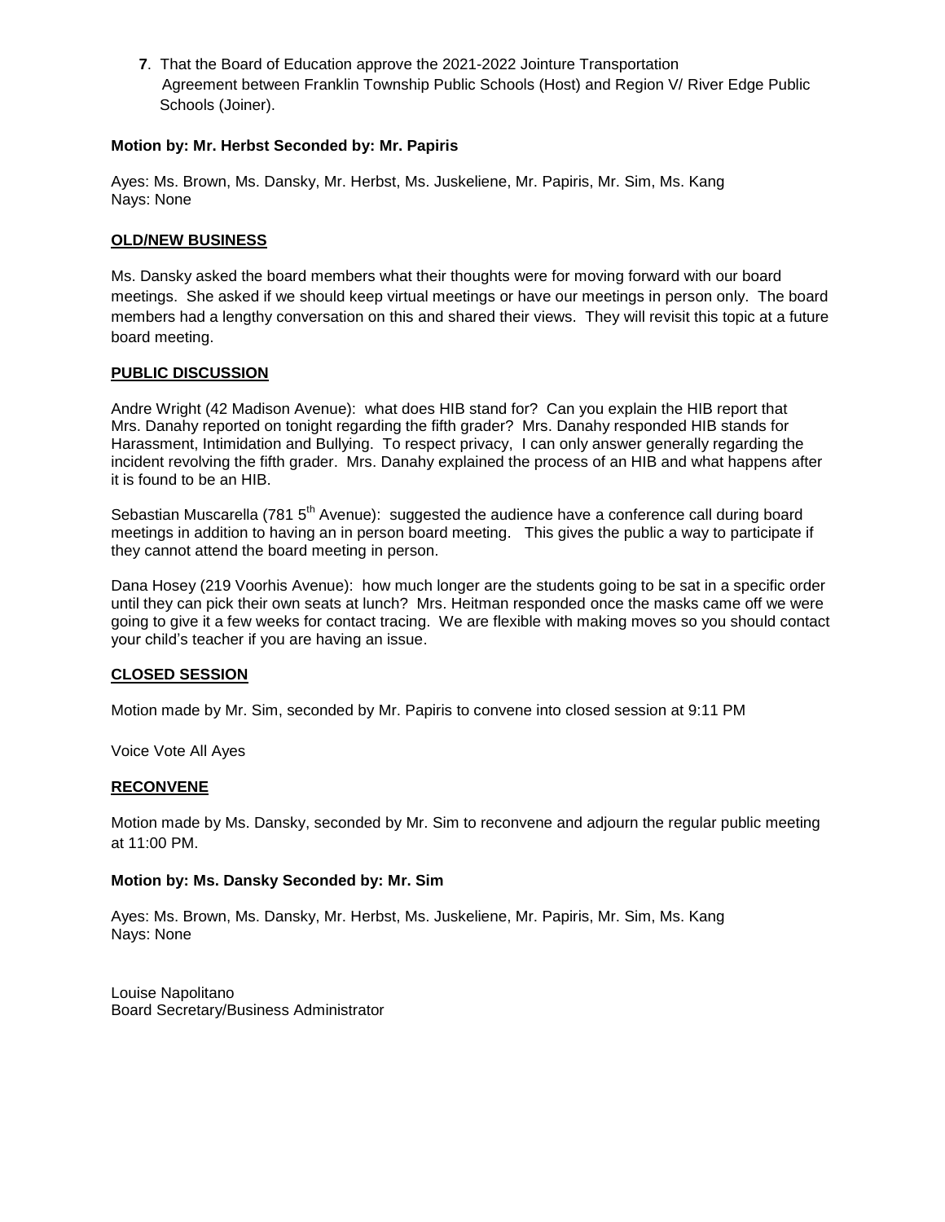**7**. That the Board of Education approve the 2021-2022 Jointure Transportation Agreement between Franklin Township Public Schools (Host) and Region V/ River Edge Public Schools (Joiner).

**Motion by: Mr. Herbst Seconded by: Mr. Papiris**

Ayes: Ms. Brown, Ms. Dansky, Mr. Herbst, Ms. Juskeliene, Mr. Papiris, Mr. Sim, Ms. Kang
Nays: None

**OLD/NEW BUSINESS**

Ms. Dansky asked the board members what their thoughts were for moving forward with our board meetings. She asked if we should keep virtual meetings or have our meetings in person only. The board members had a lengthy conversation on this and shared their views. They will revisit this topic at a future board meeting.

**PUBLIC DISCUSSION**

Andre Wright (42 Madison Avenue): what does HIB stand for? Can you explain the HIB report that Mrs. Danahy reported on tonight regarding the fifth grader? Mrs. Danahy responded HIB stands for Harassment, Intimidation and Bullying. To respect privacy, I can only answer generally regarding the incident revolving the fifth grader. Mrs. Danahy explained the process of an HIB and what happens after it is found to be an HIB.

Sebastian Muscarella (781 5th Avenue): suggested the audience have a conference call during board meetings in addition to having an in person board meeting. This gives the public a way to participate if they cannot attend the board meeting in person.

Dana Hosey (219 Voorhis Avenue): how much longer are the students going to be sat in a specific order until they can pick their own seats at lunch? Mrs. Heitman responded once the masks came off we were going to give it a few weeks for contact tracing. We are flexible with making moves so you should contact your child's teacher if you are having an issue.

**CLOSED SESSION**

Motion made by Mr. Sim, seconded by Mr. Papiris to convene into closed session at 9:11 PM

Voice Vote All Ayes

**RECONVENE**

Motion made by Ms. Dansky, seconded by Mr. Sim to reconvene and adjourn the regular public meeting at 11:00 PM.

**Motion by: Ms. Dansky Seconded by: Mr. Sim**

Ayes: Ms. Brown, Ms. Dansky, Mr. Herbst, Ms. Juskeliene, Mr. Papiris, Mr. Sim, Ms. Kang
Nays: None

Louise Napolitano
Board Secretary/Business Administrator